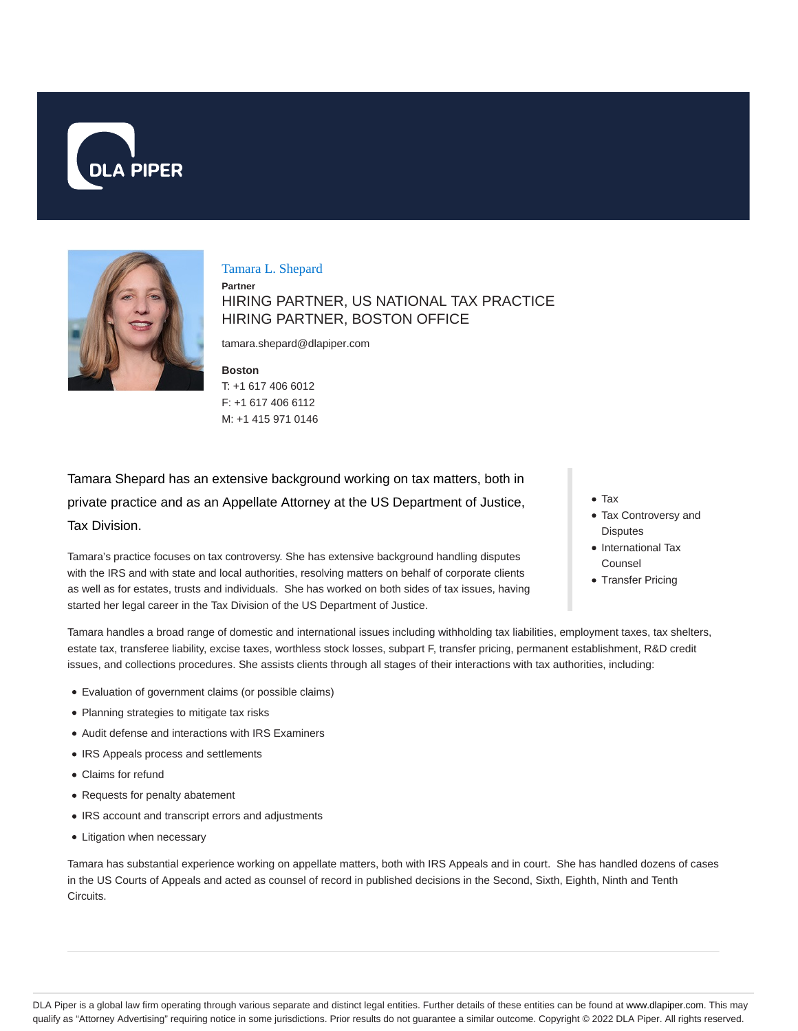# Tamara L. Shepard

**Partner**

HIRING PARTNER, US NATIONAL TAX PRACTICE
HIRING PARTNER, BOSTON OFFICE

tamara.shepard@dlapiper.com

**Boston**
T: +1 617 406 6012
F: +1 617 406 6112
M: +1 415 971 0146

Tamara Shepard has an extensive background working on tax matters, both in private practice and as an Appellate Attorney at the US Department of Justice, Tax Division.

Tamara's practice focuses on tax controversy. She has extensive background handling disputes with the IRS and with state and local authorities, resolving matters on behalf of corporate clients as well as for estates, trusts and individuals. She has worked on both sides of tax issues, having started her legal career in the Tax Division of the US Department of Justice.

- Tax
- Tax Controversy and Disputes
- International Tax Counsel
- Transfer Pricing

Tamara handles a broad range of domestic and international issues including withholding tax liabilities, employment taxes, tax shelters, estate tax, transferee liability, excise taxes, worthless stock losses, subpart F, transfer pricing, permanent establishment, R&D credit issues, and collections procedures. She assists clients through all stages of their interactions with tax authorities, including:

- Evaluation of government claims (or possible claims)
- Planning strategies to mitigate tax risks
- Audit defense and interactions with IRS Examiners
- IRS Appeals process and settlements
- Claims for refund
- Requests for penalty abatement
- IRS account and transcript errors and adjustments
- Litigation when necessary

Tamara has substantial experience working on appellate matters, both with IRS Appeals and in court. She has handled dozens of cases in the US Courts of Appeals and acted as counsel of record in published decisions in the Second, Sixth, Eighth, Ninth and Tenth Circuits.

DLA Piper is a global law firm operating through various separate and distinct legal entities. Further details of these entities can be found at www.dlapiper.com. This may qualify as "Attorney Advertising" requiring notice in some jurisdictions. Prior results do not guarantee a similar outcome. Copyright © 2022 DLA Piper. All rights reserved.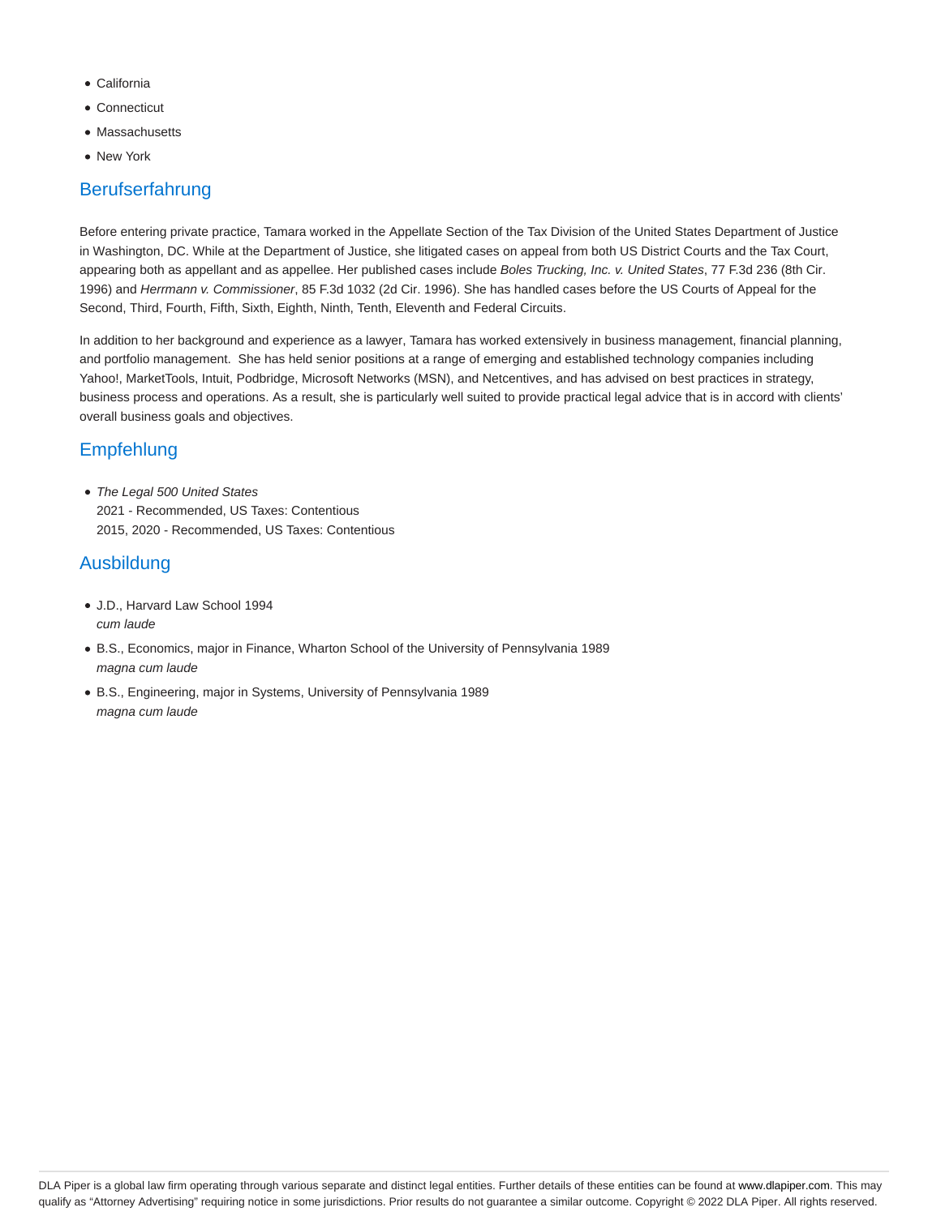- California
- Connecticut
- Massachusetts
- New York

## Berufserfahrung

Before entering private practice, Tamara worked in the Appellate Section of the Tax Division of the United States Department of Justice in Washington, DC. While at the Department of Justice, she litigated cases on appeal from both US District Courts and the Tax Court, appearing both as appellant and as appellee. Her published cases include *Boles Trucking, Inc. v. United States*, 77 F.3d 236 (8th Cir. 1996) and *Herrmann v. Commissioner*, 85 F.3d 1032 (2d Cir. 1996). She has handled cases before the US Courts of Appeal for the Second, Third, Fourth, Fifth, Sixth, Eighth, Ninth, Tenth, Eleventh and Federal Circuits.

In addition to her background and experience as a lawyer, Tamara has worked extensively in business management, financial planning, and portfolio management. She has held senior positions at a range of emerging and established technology companies including Yahoo!, MarketTools, Intuit, Podbridge, Microsoft Networks (MSN), and Netcentives, and has advised on best practices in strategy, business process and operations. As a result, she is particularly well suited to provide practical legal advice that is in accord with clients' overall business goals and objectives.

## Empfehlung

- *The Legal 500 United States*
  2021 - Recommended, US Taxes: Contentious
  2015, 2020 - Recommended, US Taxes: Contentious

## Ausbildung

- J.D., Harvard Law School 1994
  *cum laude*
- B.S., Economics, major in Finance, Wharton School of the University of Pennsylvania 1989
  *magna cum laude*
- B.S., Engineering, major in Systems, University of Pennsylvania 1989
  *magna cum laude*

DLA Piper is a global law firm operating through various separate and distinct legal entities. Further details of these entities can be found at www.dlapiper.com. This may qualify as "Attorney Advertising" requiring notice in some jurisdictions. Prior results do not guarantee a similar outcome. Copyright © 2022 DLA Piper. All rights reserved.